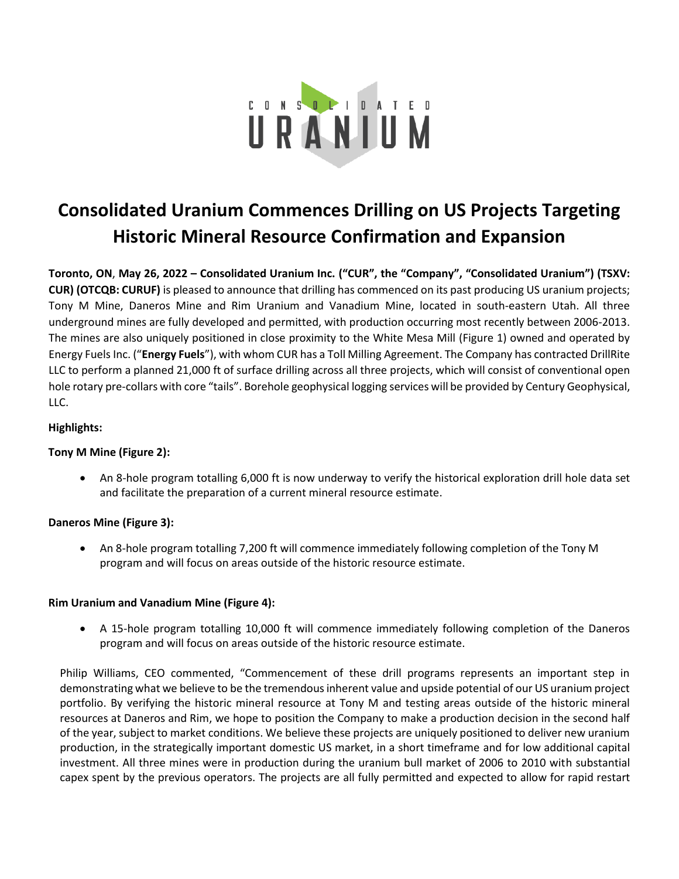# Consolidated Uranium Commences Drilling on US Projects Targeting Historic Mineral Resource Confirmation and Expansion

**Toronto, ON, May 26, 2022 – Consolidated Uranium Inc. ("CUR", the "Company", "Consolidated Uranium") (TSXV: CUR) (OTCQB: CURUF)** is pleased to announce that drilling has commenced on its past producing US uranium projects; Tony M Mine, Daneros Mine and Rim Uranium and Vanadium Mine, located in south-eastern Utah. All three underground mines are fully developed and permitted, with production occurring most recently between 2006-2013. The mines are also uniquely positioned in close proximity to the White Mesa Mill (Figure 1) owned and operated by Energy Fuels Inc. ("**Energy Fuels**"), with whom CUR has a Toll Milling Agreement. The Company has contracted DrillRite LLC to perform a planned 21,000 ft of surface drilling across all three projects, which will consist of conventional open hole rotary pre-collars with core "tails". Borehole geophysical logging services will be provided by Century Geophysical, LLC.

**Highlights:**

**Tony M Mine (Figure 2):**

- An 8-hole program totalling 6,000 ft is now underway to verify the historical exploration drill hole data set and facilitate the preparation of a current mineral resource estimate.

**Daneros Mine (Figure 3):**

- An 8-hole program totalling 7,200 ft will commence immediately following completion of the Tony M program and will focus on areas outside of the historic resource estimate.

**Rim Uranium and Vanadium Mine (Figure 4):**

- A 15-hole program totalling 10,000 ft will commence immediately following completion of the Daneros program and will focus on areas outside of the historic resource estimate.

Philip Williams, CEO commented, "Commencement of these drill programs represents an important step in demonstrating what we believe to be the tremendous inherent value and upside potential of our US uranium project portfolio. By verifying the historic mineral resource at Tony M and testing areas outside of the historic mineral resources at Daneros and Rim, we hope to position the Company to make a production decision in the second half of the year, subject to market conditions. We believe these projects are uniquely positioned to deliver new uranium production, in the strategically important domestic US market, in a short timeframe and for low additional capital investment. All three mines were in production during the uranium bull market of 2006 to 2010 with substantial capex spent by the previous operators. The projects are all fully permitted and expected to allow for rapid restart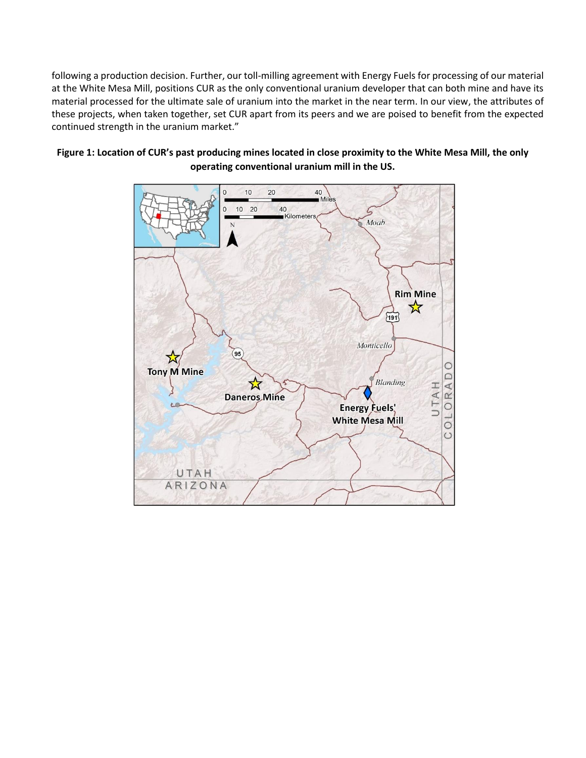following a production decision. Further, our toll-milling agreement with Energy Fuels for processing of our material at the White Mesa Mill, positions CUR as the only conventional uranium developer that can both mine and have its material processed for the ultimate sale of uranium into the market in the near term. In our view, the attributes of these projects, when taken together, set CUR apart from its peers and we are poised to benefit from the expected continued strength in the uranium market."

**Figure 1: Location of CUR's past producing mines located in close proximity to the White Mesa Mill, the only operating conventional uranium mill in the US.**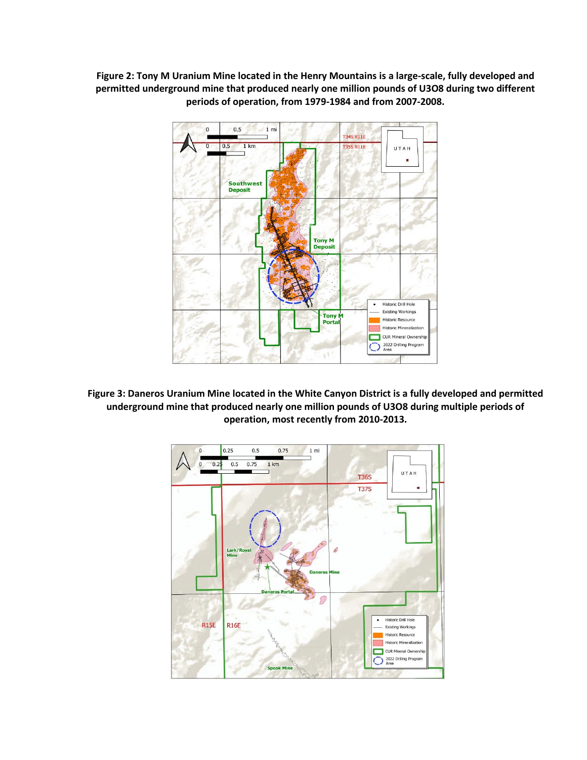**Figure 2: Tony M Uranium Mine located in the Henry Mountains is a large-scale, fully developed and permitted underground mine that produced nearly one million pounds of U3O8 during two different periods of operation, from 1979-1984 and from 2007-2008.**

**Figure 3: Daneros Uranium Mine located in the White Canyon District is a fully developed and permitted underground mine that produced nearly one million pounds of U3O8 during multiple periods of operation, most recently from 2010-2013.**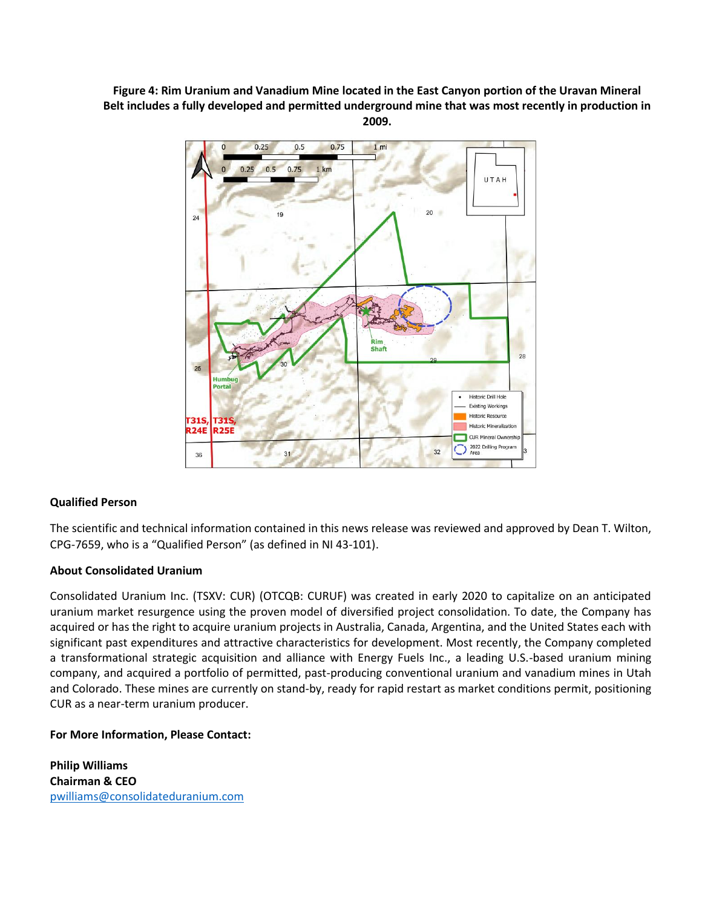**Figure 4: Rim Uranium and Vanadium Mine located in the East Canyon portion of the Uravan Mineral Belt includes a fully developed and permitted underground mine that was most recently in production in 2009.**

**Qualified Person**

The scientific and technical information contained in this news release was reviewed and approved by Dean T. Wilton, CPG-7659, who is a "Qualified Person" (as defined in NI 43-101).

**About Consolidated Uranium**

Consolidated Uranium Inc. (TSXV: CUR) (OTCQB: CURUF) was created in early 2020 to capitalize on an anticipated uranium market resurgence using the proven model of diversified project consolidation. To date, the Company has acquired or has the right to acquire uranium projects in Australia, Canada, Argentina, and the United States each with significant past expenditures and attractive characteristics for development. Most recently, the Company completed a transformational strategic acquisition and alliance with Energy Fuels Inc., a leading U.S.-based uranium mining company, and acquired a portfolio of permitted, past-producing conventional uranium and vanadium mines in Utah and Colorado. These mines are currently on stand-by, ready for rapid restart as market conditions permit, positioning CUR as a near-term uranium producer.

**For More Information, Please Contact:**

**Philip Williams**
**Chairman & CEO**
pwilliams@consolidateduranium.com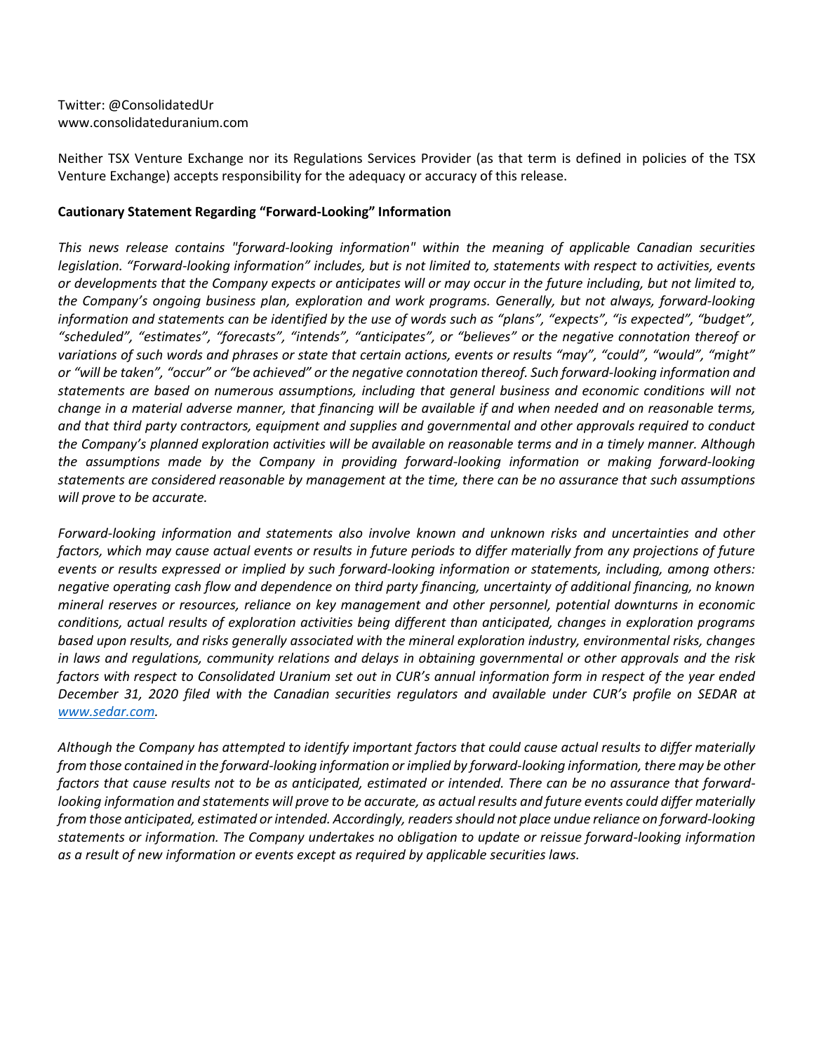Twitter: @ConsolidatedUr
www.consolidateduranium.com

Neither TSX Venture Exchange nor its Regulations Services Provider (as that term is defined in policies of the TSX Venture Exchange) accepts responsibility for the adequacy or accuracy of this release.

**Cautionary Statement Regarding "Forward-Looking" Information**

*This news release contains "forward-looking information" within the meaning of applicable Canadian securities legislation. "Forward-looking information" includes, but is not limited to, statements with respect to activities, events or developments that the Company expects or anticipates will or may occur in the future including, but not limited to, the Company's ongoing business plan, exploration and work programs. Generally, but not always, forward-looking information and statements can be identified by the use of words such as "plans", "expects", "is expected", "budget", "scheduled", "estimates", "forecasts", "intends", "anticipates", or "believes" or the negative connotation thereof or variations of such words and phrases or state that certain actions, events or results "may", "could", "would", "might" or "will be taken", "occur" or "be achieved" or the negative connotation thereof. Such forward-looking information and statements are based on numerous assumptions, including that general business and economic conditions will not change in a material adverse manner, that financing will be available if and when needed and on reasonable terms, and that third party contractors, equipment and supplies and governmental and other approvals required to conduct the Company's planned exploration activities will be available on reasonable terms and in a timely manner. Although the assumptions made by the Company in providing forward-looking information or making forward-looking statements are considered reasonable by management at the time, there can be no assurance that such assumptions will prove to be accurate.*

*Forward-looking information and statements also involve known and unknown risks and uncertainties and other factors, which may cause actual events or results in future periods to differ materially from any projections of future events or results expressed or implied by such forward-looking information or statements, including, among others: negative operating cash flow and dependence on third party financing, uncertainty of additional financing, no known mineral reserves or resources, reliance on key management and other personnel, potential downturns in economic conditions, actual results of exploration activities being different than anticipated, changes in exploration programs based upon results, and risks generally associated with the mineral exploration industry, environmental risks, changes in laws and regulations, community relations and delays in obtaining governmental or other approvals and the risk factors with respect to Consolidated Uranium set out in CUR's annual information form in respect of the year ended December 31, 2020 filed with the Canadian securities regulators and available under CUR's profile on SEDAR at [www.sedar.com](www.sedar.com).*

*Although the Company has attempted to identify important factors that could cause actual results to differ materially from those contained in the forward-looking information or implied by forward-looking information, there may be other factors that cause results not to be as anticipated, estimated or intended. There can be no assurance that forward-looking information and statements will prove to be accurate, as actual results and future events could differ materially from those anticipated, estimated or intended. Accordingly, readers should not place undue reliance on forward-looking statements or information. The Company undertakes no obligation to update or reissue forward-looking information as a result of new information or events except as required by applicable securities laws.*